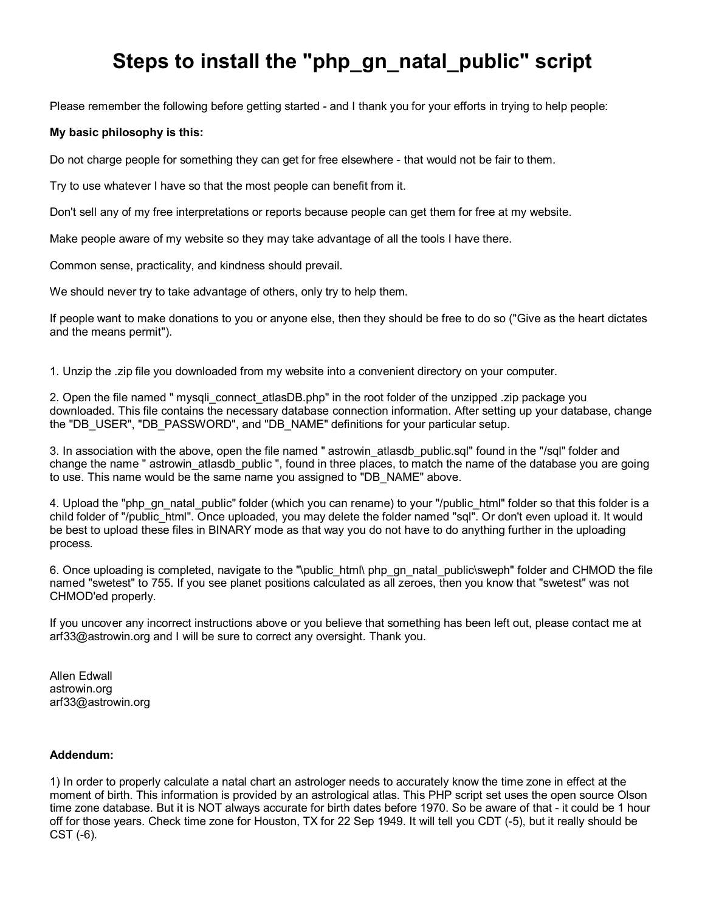# Steps to install the "php_gn_natal_public" script

Please remember the following before getting started - and I thank you for your efforts in trying to help people:

**My basic philosophy is this:**

Do not charge people for something they can get for free elsewhere - that would not be fair to them.

Try to use whatever I have so that the most people can benefit from it.

Don't sell any of my free interpretations or reports because people can get them for free at my website.

Make people aware of my website so they may take advantage of all the tools I have there.

Common sense, practicality, and kindness should prevail.

We should never try to take advantage of others, only try to help them.

If people want to make donations to you or anyone else, then they should be free to do so ("Give as the heart dictates and the means permit").

1. Unzip the .zip file you downloaded from my website into a convenient directory on your computer.

2. Open the file named " mysqli_connect_atlasDB.php" in the root folder of the unzipped .zip package you downloaded. This file contains the necessary database connection information. After setting up your database, change the "DB_USER", "DB_PASSWORD", and "DB_NAME" definitions for your particular setup.

3. In association with the above, open the file named " astrowin_atlasdb_public.sql" found in the "/sql" folder and change the name " astrowin_atlasdb_public ", found in three places, to match the name of the database you are going to use. This name would be the same name you assigned to "DB_NAME" above.

4. Upload the "php_gn_natal_public" folder (which you can rename) to your "/public_html" folder so that this folder is a child folder of "/public_html". Once uploaded, you may delete the folder named "sql". Or don't even upload it. It would be best to upload these files in BINARY mode as that way you do not have to do anything further in the uploading process.

6. Once uploading is completed, navigate to the "\public_html\ php_gn_natal_public\sweph" folder and CHMOD the file named "swetest" to 755. If you see planet positions calculated as all zeroes, then you know that "swetest" was not CHMOD'ed properly.

If you uncover any incorrect instructions above or you believe that something has been left out, please contact me at arf33@astrowin.org and I will be sure to correct any oversight. Thank you.

Allen Edwall
astrowin.org
arf33@astrowin.org

**Addendum:**

1) In order to properly calculate a natal chart an astrologer needs to accurately know the time zone in effect at the moment of birth. This information is provided by an astrological atlas. This PHP script set uses the open source Olson time zone database. But it is NOT always accurate for birth dates before 1970. So be aware of that - it could be 1 hour off for those years. Check time zone for Houston, TX for 22 Sep 1949. It will tell you CDT (-5), but it really should be CST (-6).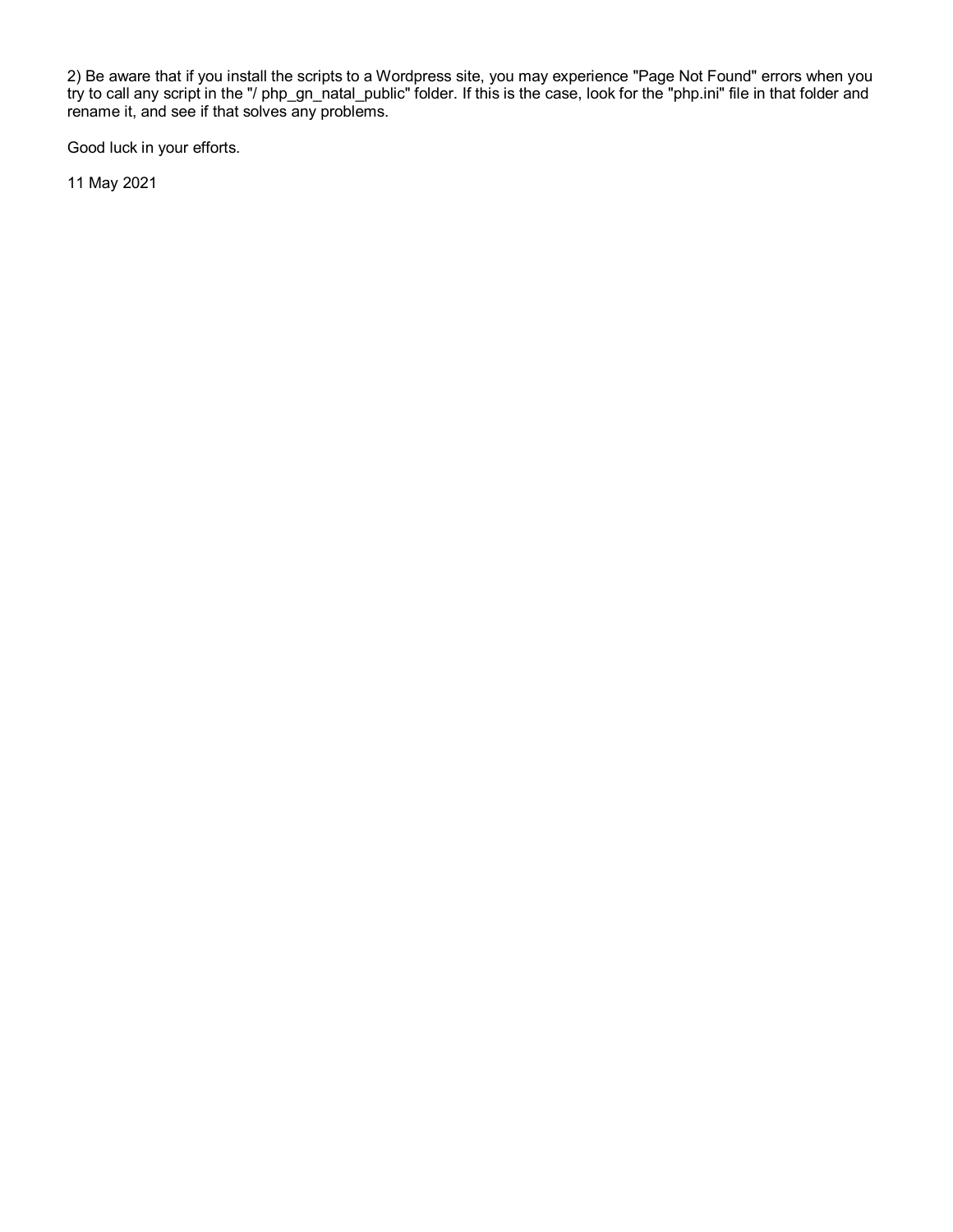2) Be aware that if you install the scripts to a Wordpress site, you may experience "Page Not Found" errors when you try to call any script in the "/ php_gn_natal_public" folder. If this is the case, look for the "php.ini" file in that folder and rename it, and see if that solves any problems.

Good luck in your efforts.

11 May 2021